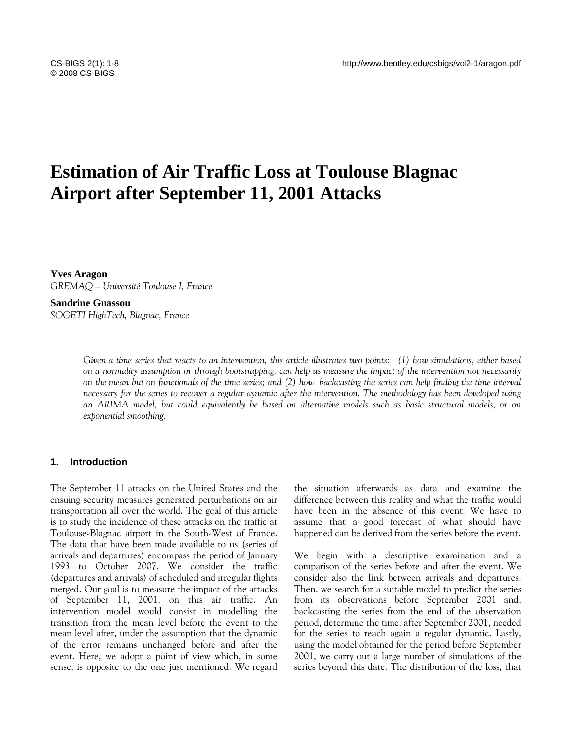# Estimation of Air Traffic Loss at Toulouse Blagnac Airport after September 11, 2001 Attacks

**Yves Aragon**
*GREMAQ – Université Toulouse I, France*

**Sandrine Gnassou**
*SOGETI HighTech, Blagnac, France*

*Given a time series that reacts to an intervention, this article illustrates two points: (1) how simulations, either based on a normality assumption or through bootstrapping, can help us measure the impact of the intervention not necessarily on the mean but on functionals of the time series; and (2) how backcasting the series can help finding the time interval necessary for the series to recover a regular dynamic after the intervention. The methodology has been developed using an ARIMA model, but could equivalently be based on alternative models such as basic structural models, or on exponential smoothing.*

## 1. Introduction

The September 11 attacks on the United States and the ensuing security measures generated perturbations on air transportation all over the world. The goal of this article is to study the incidence of these attacks on the traffic at Toulouse-Blagnac airport in the South-West of France. The data that have been made available to us (series of arrivals and departures) encompass the period of January 1993 to October 2007. We consider the traffic (departures and arrivals) of scheduled and irregular flights merged. Our goal is to measure the impact of the attacks of September 11, 2001, on this air traffic. An intervention model would consist in modelling the transition from the mean level before the event to the mean level after, under the assumption that the dynamic of the error remains unchanged before and after the event. Here, we adopt a point of view which, in some sense, is opposite to the one just mentioned. We regard the situation afterwards as data and examine the difference between this reality and what the traffic would have been in the absence of this event. We have to assume that a good forecast of what should have happened can be derived from the series before the event.

We begin with a descriptive examination and a comparison of the series before and after the event. We consider also the link between arrivals and departures. Then, we search for a suitable model to predict the series from its observations before September 2001 and, backcasting the series from the end of the observation period, determine the time, after September 2001, needed for the series to reach again a regular dynamic. Lastly, using the model obtained for the period before September 2001, we carry out a large number of simulations of the series beyond this date. The distribution of the loss, that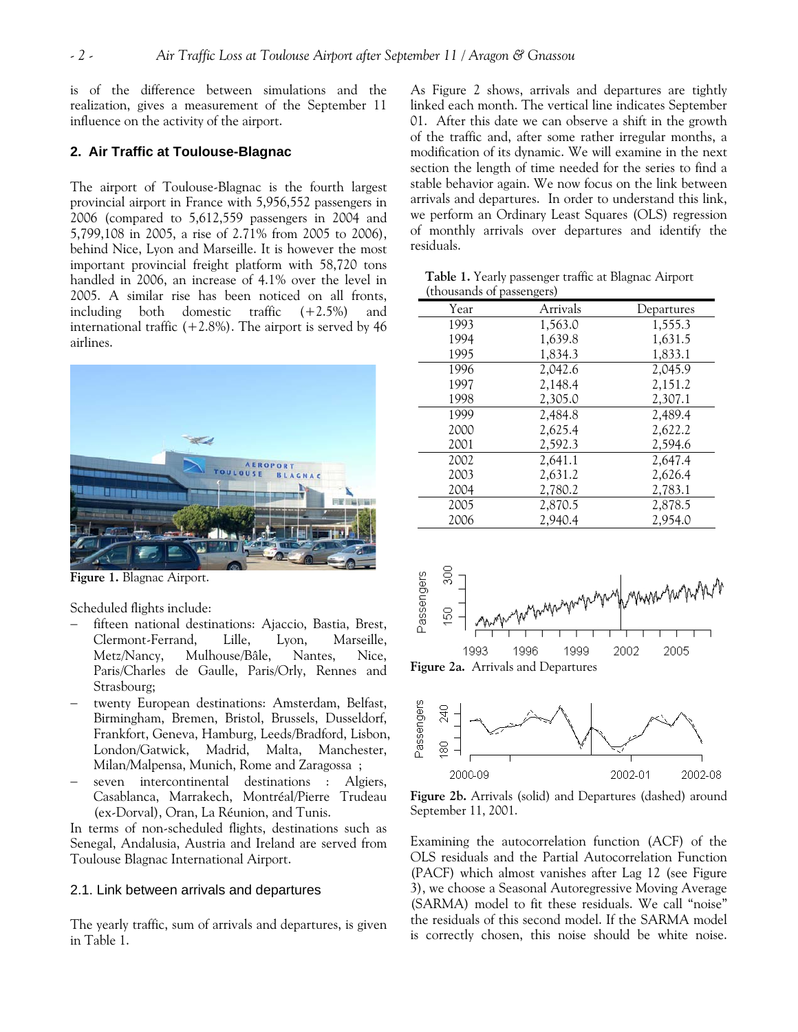is of the difference between simulations and the realization, gives a measurement of the September 11 influence on the activity of the airport.

## 2. Air Traffic at Toulouse-Blagnac

The airport of Toulouse-Blagnac is the fourth largest provincial airport in France with 5,956,552 passengers in 2006 (compared to 5,612,559 passengers in 2004 and 5,799,108 in 2005, a rise of 2.71% from 2005 to 2006), behind Nice, Lyon and Marseille. It is however the most important provincial freight platform with 58,720 tons handled in 2006, an increase of 4.1% over the level in 2005. A similar rise has been noticed on all fronts, including both domestic traffic (+2.5%) and international traffic (+2.8%). The airport is served by 46 airlines.

**Figure 1.** Blagnac Airport.

Scheduled flights include:

- fifteen national destinations: Ajaccio, Bastia, Brest, Clermont-Ferrand, Lille, Lyon, Marseille, Metz/Nancy, Mulhouse/Bâle, Nantes, Nice, Paris/Charles de Gaulle, Paris/Orly, Rennes and Strasbourg;
- twenty European destinations: Amsterdam, Belfast, Birmingham, Bremen, Bristol, Brussels, Dusseldorf, Frankfort, Geneva, Hamburg, Leeds/Bradford, Lisbon, London/Gatwick, Madrid, Malta, Manchester, Milan/Malpensa, Munich, Rome and Zaragossa ;
- seven intercontinental destinations : Algiers, Casablanca, Marrakech, Montréal/Pierre Trudeau (ex-Dorval), Oran, La Réunion, and Tunis.

In terms of non-scheduled flights, destinations such as Senegal, Andalusia, Austria and Ireland are served from Toulouse Blagnac International Airport.

### 2.1. Link between arrivals and departures

The yearly traffic, sum of arrivals and departures, is given in Table 1.

As Figure 2 shows, arrivals and departures are tightly linked each month. The vertical line indicates September 01. After this date we can observe a shift in the growth of the traffic and, after some rather irregular months, a modification of its dynamic. We will examine in the next section the length of time needed for the series to find a stable behavior again. We now focus on the link between arrivals and departures. In order to understand this link, we perform an Ordinary Least Squares (OLS) regression of monthly arrivals over departures and identify the residuals.

**Table 1.** Yearly passenger traffic at Blagnac Airport (thousands of passengers)

| Year | Arrivals | Departures |
|---|---|---|
| 1993 | 1,563.0 | 1,555.3 |
| 1994 | 1,639.8 | 1,631.5 |
| 1995 | 1,834.3 | 1,833.1 |
| 1996 | 2,042.6 | 2,045.9 |
| 1997 | 2,148.4 | 2,151.2 |
| 1998 | 2,305.0 | 2,307.1 |
| 1999 | 2,484.8 | 2,489.4 |
| 2000 | 2,625.4 | 2,622.2 |
| 2001 | 2,592.3 | 2,594.6 |
| 2002 | 2,641.1 | 2,647.4 |
| 2003 | 2,631.2 | 2,626.4 |
| 2004 | 2,780.2 | 2,783.1 |
| 2005 | 2,870.5 | 2,878.5 |
| 2006 | 2,940.4 | 2,954.0 |

**Figure 2a.** Arrivals and Departures

**Figure 2b.** Arrivals (solid) and Departures (dashed) around September 11, 2001.

Examining the autocorrelation function (ACF) of the OLS residuals and the Partial Autocorrelation Function (PACF) which almost vanishes after Lag 12 (see Figure 3), we choose a Seasonal Autoregressive Moving Average (SARMA) model to fit these residuals. We call "noise" the residuals of this second model. If the SARMA model is correctly chosen, this noise should be white noise.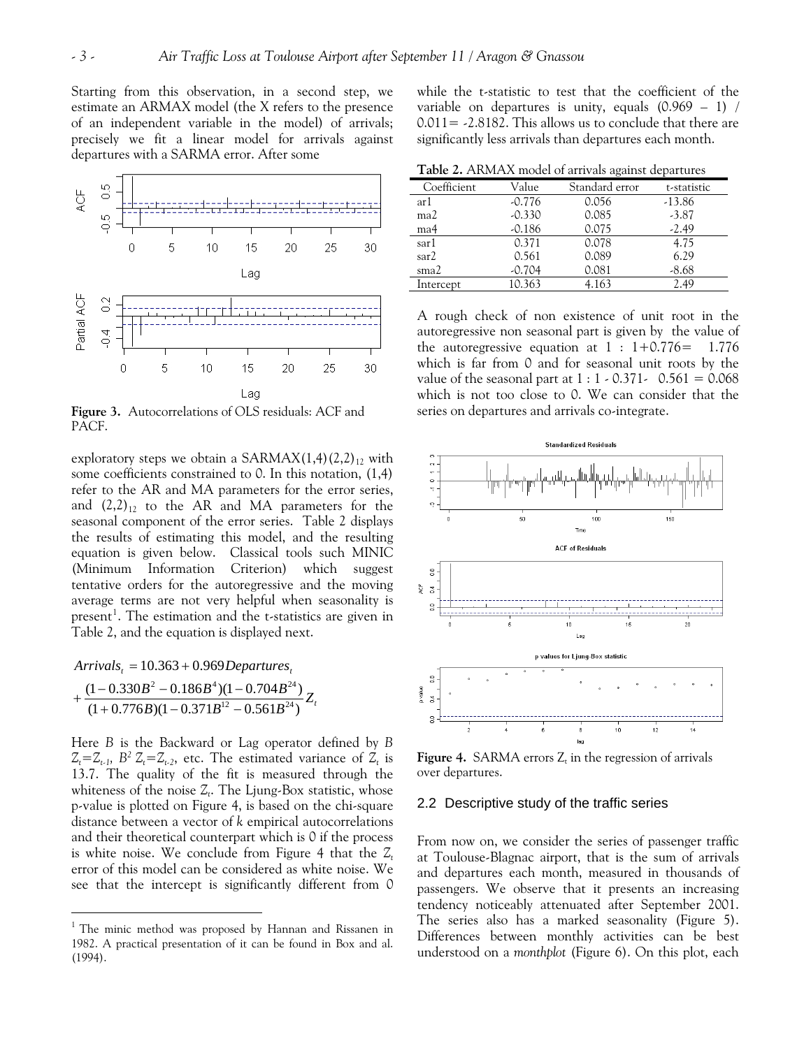Starting from this observation, in a second step, we estimate an ARMAX model (the X refers to the presence of an independent variable in the model) of arrivals; precisely we fit a linear model for arrivals against departures with a SARMA error. After some exploratory steps we obtain a $\text{SARMAX}(1,4)(2,2)_{12}$ with some coefficients constrained to 0. In this notation, (1,4) refer to the AR and MA parameters for the error series, and $(2,2)_{12}$ to the AR and MA parameters for the seasonal component of the error series. Table 2 displays the results of estimating this model, and the resulting equation is given below. Classical tools such MINIC (Minimum Information Criterion) which suggest tentative orders for the autoregressive and the moving average terms are not very helpful when seasonality is present[1]. The estimation and the t-statistics are given in Table 2, and the equation is displayed next.

**Figure 3.** Autocorrelations of OLS residuals: ACF and PACF.

$$Arrivals_t = 10.363 + 0.969 Departures_t + \frac{(1-0.330B^2 - 0.186B^4)(1-0.704B^{24})}{(1+0.776B)(1-0.371B^{12} - 0.561B^{24})} Z_t$$

Here $B$ is the Backward or Lag operator defined by $B\, Z_t = Z_{t-1}$, $B^2\, Z_t = Z_{t-2}$, etc. The estimated variance of $Z_t$ is 13.7. The quality of the fit is measured through the whiteness of the noise $Z_t$. The Ljung-Box statistic, whose p-value is plotted on Figure 4, is based on the chi-square distance between a vector of $k$ empirical autocorrelations and their theoretical counterpart which is 0 if the process is white noise. We conclude from Figure 4 that the $Z_t$ error of this model can be considered as white noise. We see that the intercept is significantly different from 0 while the t-statistic to test that the coefficient of the variable on departures is unity, equals $(0.969 - 1) / 0.011 = -2.8182$. This allows us to conclude that there are significantly less arrivals than departures each month.

**Table 2.** ARMAX model of arrivals against departures

| Coefficient | Value | Standard error | t-statistic |
|---|---|---|---|
| ar1 | -0.776 | 0.056 | -13.86 |
| ma2 | -0.330 | 0.085 | -3.87 |
| ma4 | -0.186 | 0.075 | -2.49 |
| sar1 | 0.371 | 0.078 | 4.75 |
| sar2 | 0.561 | 0.089 | 6.29 |
| sma2 | -0.704 | 0.081 | -8.68 |
| Intercept | 10.363 | 4.163 | 2.49 |

A rough check of non existence of unit root in the autoregressive non seasonal part is given by the value of the autoregressive equation at $1 : 1+0.776 = 1.776$ which is far from 0 and for seasonal unit roots by the value of the seasonal part at $1 : 1 - 0.371 - 0.561 = 0.068$ which is not too close to 0. We can consider that the series on departures and arrivals co-integrate.

**Figure 4.** SARMA errors $Z_t$ in the regression of arrivals over departures.

## 2.2 Descriptive study of the traffic series

From now on, we consider the series of passenger traffic at Toulouse-Blagnac airport, that is the sum of arrivals and departures each month, measured in thousands of passengers. We observe that it presents an increasing tendency noticeably attenuated after September 2001. The series also has a marked seasonality (Figure 5). Differences between monthly activities can be best understood on a *monthplot* (Figure 6). On this plot, each

[1] The minic method was proposed by Hannan and Rissanen in 1982. A practical presentation of it can be found in Box and al. (1994).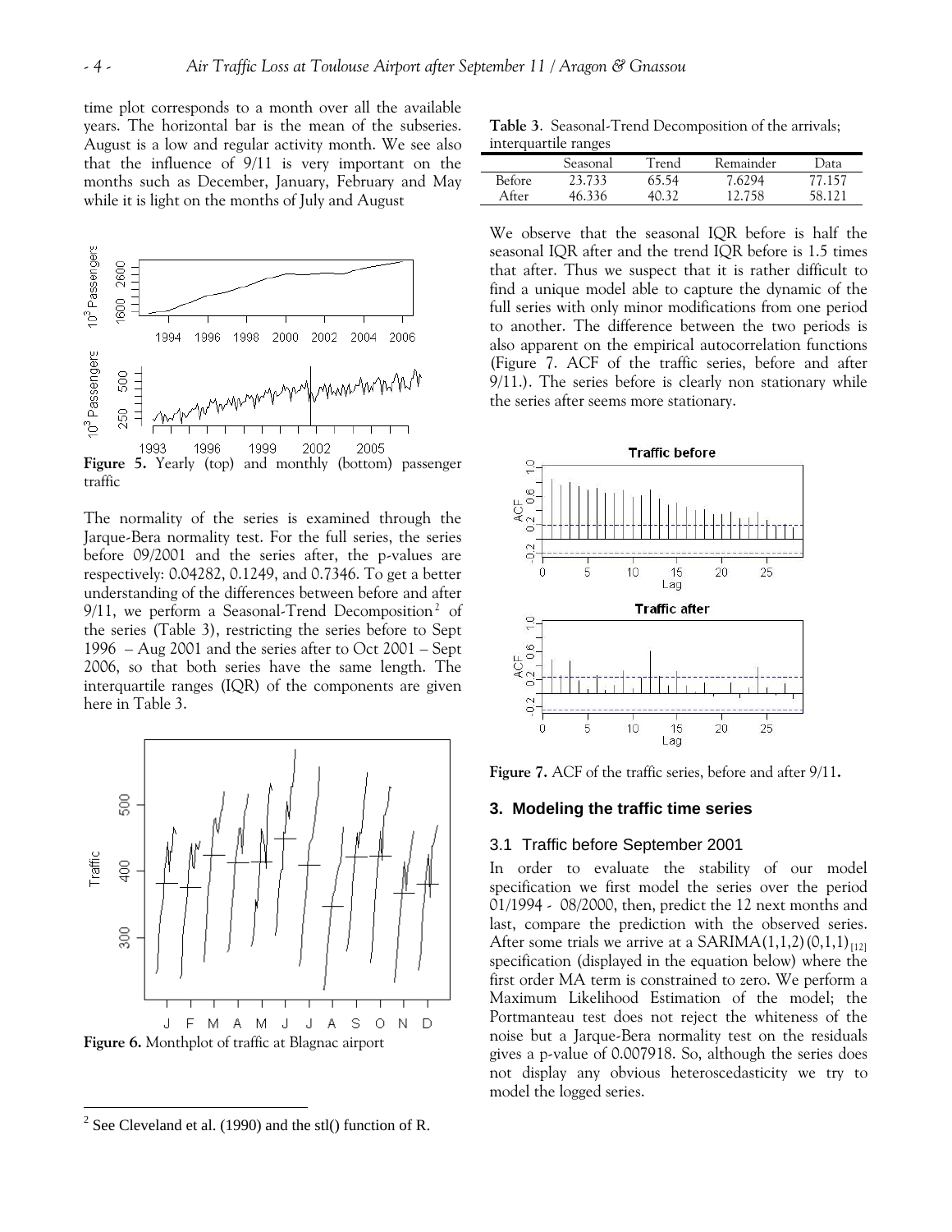time plot corresponds to a month over all the available years. The horizontal bar is the mean of the subseries. August is a low and regular activity month. We see also that the influence of 9/11 is very important on the months such as December, January, February and May while it is light on the months of July and August

**Figure 5.** Yearly (top) and monthly (bottom) passenger traffic

The normality of the series is examined through the Jarque-Bera normality test. For the full series, the series before 09/2001 and the series after, the p-values are respectively: 0.04282, 0.1249, and 0.7346. To get a better understanding of the differences between before and after 9/11, we perform a Seasonal-Trend Decomposition[2] of the series (Table 3), restricting the series before to Sept 1996 – Aug 2001 and the series after to Oct 2001 – Sept 2006, so that both series have the same length. The interquartile ranges (IQR) of the components are given here in Table 3.

**Figure 6.** Monthplot of traffic at Blagnac airport

**Table 3**. Seasonal-Trend Decomposition of the arrivals; interquartile ranges

| | Seasonal | Trend | Remainder | Data |
|---|---|---|---|---|
| Before | 23.733 | 65.54 | 7.6294 | 77.157 |
| After | 46.336 | 40.32 | 12.758 | 58.121 |

We observe that the seasonal IQR before is half the seasonal IQR after and the trend IQR before is 1.5 times that after. Thus we suspect that it is rather difficult to find a unique model able to capture the dynamic of the full series with only minor modifications from one period to another. The difference between the two periods is also apparent on the empirical autocorrelation functions (Figure 7. ACF of the traffic series, before and after 9/11.). The series before is clearly non stationary while the series after seems more stationary.

**Figure 7.** ACF of the traffic series, before and after 9/11**.**

## 3. Modeling the traffic time series

### 3.1 Traffic before September 2001

In order to evaluate the stability of our model specification we first model the series over the period 01/1994 - 08/2000, then, predict the 12 next months and last, compare the prediction with the observed series. After some trials we arrive at a SARIMA$(1,1,2)(0,1,1)_{[12]}$ specification (displayed in the equation below) where the first order MA term is constrained to zero. We perform a Maximum Likelihood Estimation of the model; the Portmanteau test does not reject the whiteness of the noise but a Jarque-Bera normality test on the residuals gives a p-value of 0.007918. So, although the series does not display any obvious heteroscedasticity we try to model the logged series.

[2] See Cleveland et al. (1990) and the stl() function of R.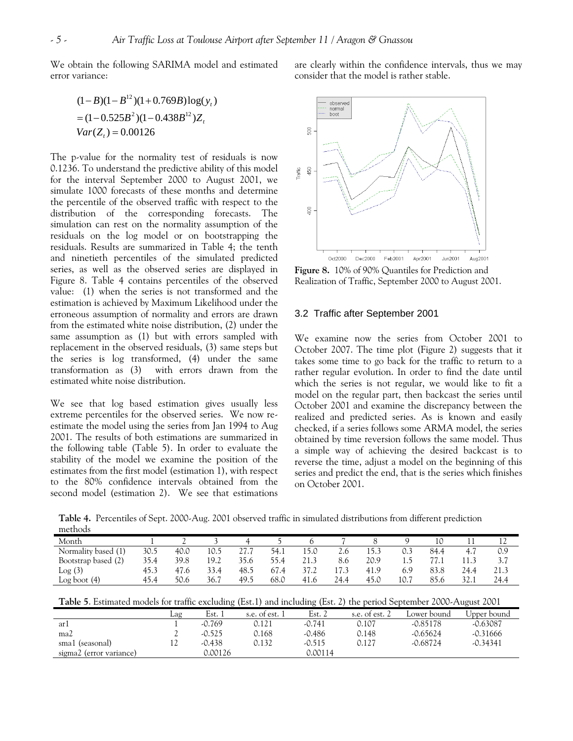We obtain the following SARIMA model and estimated error variance:

$$
\begin{aligned}
&(1-B)(1-B^{12})(1+0.769B)\log(y_t) \\
&= (1-0.525B^2)(1-0.438B^{12})Z_t \\
&Var(Z_t) = 0.00126
\end{aligned}
$$

The p-value for the normality test of residuals is now 0.1236. To understand the predictive ability of this model for the interval September 2000 to August 2001, we simulate 1000 forecasts of these months and determine the percentile of the observed traffic with respect to the distribution of the corresponding forecasts. The simulation can rest on the normality assumption of the residuals on the log model or on bootstrapping the residuals. Results are summarized in Table 4; the tenth and ninetieth percentiles of the simulated predicted series, as well as the observed series are displayed in Figure 8. Table 4 contains percentiles of the observed value: (1) when the series is not transformed and the estimation is achieved by Maximum Likelihood under the erroneous assumption of normality and errors are drawn from the estimated white noise distribution, (2) under the same assumption as (1) but with errors sampled with replacement in the observed residuals, (3) same steps but the series is log transformed, (4) under the same transformation as (3) with errors drawn from the estimated white noise distribution.

We see that log based estimation gives usually less extreme percentiles for the observed series. We now re-estimate the model using the series from Jan 1994 to Aug 2001. The results of both estimations are summarized in the following table (Table 5). In order to evaluate the stability of the model we examine the position of the estimates from the first model (estimation 1), with respect to the 80% confidence intervals obtained from the second model (estimation 2). We see that estimations are clearly within the confidence intervals, thus we may consider that the model is rather stable.

**Figure 8.** 10% of 90% Quantiles for Prediction and Realization of Traffic, September 2000 to August 2001.

## 3.2 Traffic after September 2001

We examine now the series from October 2001 to October 2007. The time plot (Figure 2) suggests that it takes some time to go back for the traffic to return to a rather regular evolution. In order to find the date until which the series is not regular, we would like to fit a model on the regular part, then backcast the series until October 2001 and examine the discrepancy between the realized and predicted series. As is known and easily checked, if a series follows some ARMA model, the series obtained by time reversion follows the same model. Thus a simple way of achieving the desired backcast is to reverse the time, adjust a model on the beginning of this series and predict the end, that is the series which finishes on October 2001.

**Table 4.** Percentiles of Sept. 2000-Aug. 2001 observed traffic in simulated distributions from different prediction methods

| Month | 1 | 2 | 3 | 4 | 5 | 6 | 7 | 8 | 9 | 10 | 11 | 12 |
|---|---|---|---|---|---|---|---|---|---|---|---|---|
| Normality based (1) | 30.5 | 40.0 | 10.5 | 27.7 | 54.1 | 15.0 | 2.6 | 15.3 | 0.3 | 84.4 | 4.7 | 0.9 |
| Bootstrap based (2) | 35.4 | 39.8 | 19.2 | 35.6 | 55.4 | 21.3 | 8.6 | 20.9 | 1.5 | 77.1 | 11.3 | 3.7 |
| Log (3) | 45.3 | 47.6 | 33.4 | 48.5 | 67.4 | 37.2 | 17.3 | 41.9 | 6.9 | 83.8 | 24.4 | 21.3 |
| Log boot (4) | 45.4 | 50.6 | 36.7 | 49.5 | 68.0 | 41.6 | 24.4 | 45.0 | 10.7 | 85.6 | 32.1 | 24.4 |

**Table 5**. Estimated models for traffic excluding (Est.1) and including (Est. 2) the period September 2000-August 2001

| | Lag | Est. 1 | s.e. of est. 1 | Est. 2 | s.e. of est. 2 | Lower bound | Upper bound |
|---|---|---|---|---|---|---|---|
| ar1 | 1 | -0.769 | 0.121 | -0.741 | 0.107 | -0.85178 | -0.63087 |
| ma2 | 2 | -0.525 | 0.168 | -0.486 | 0.148 | -0.65624 | -0.31666 |
| sma1 (seasonal) | 12 | -0.438 | 0.132 | -0.515 | 0.127 | -0.68724 | -0.34341 |
| sigma2 (error variance) | | 0.00126 | | 0.00114 | | | |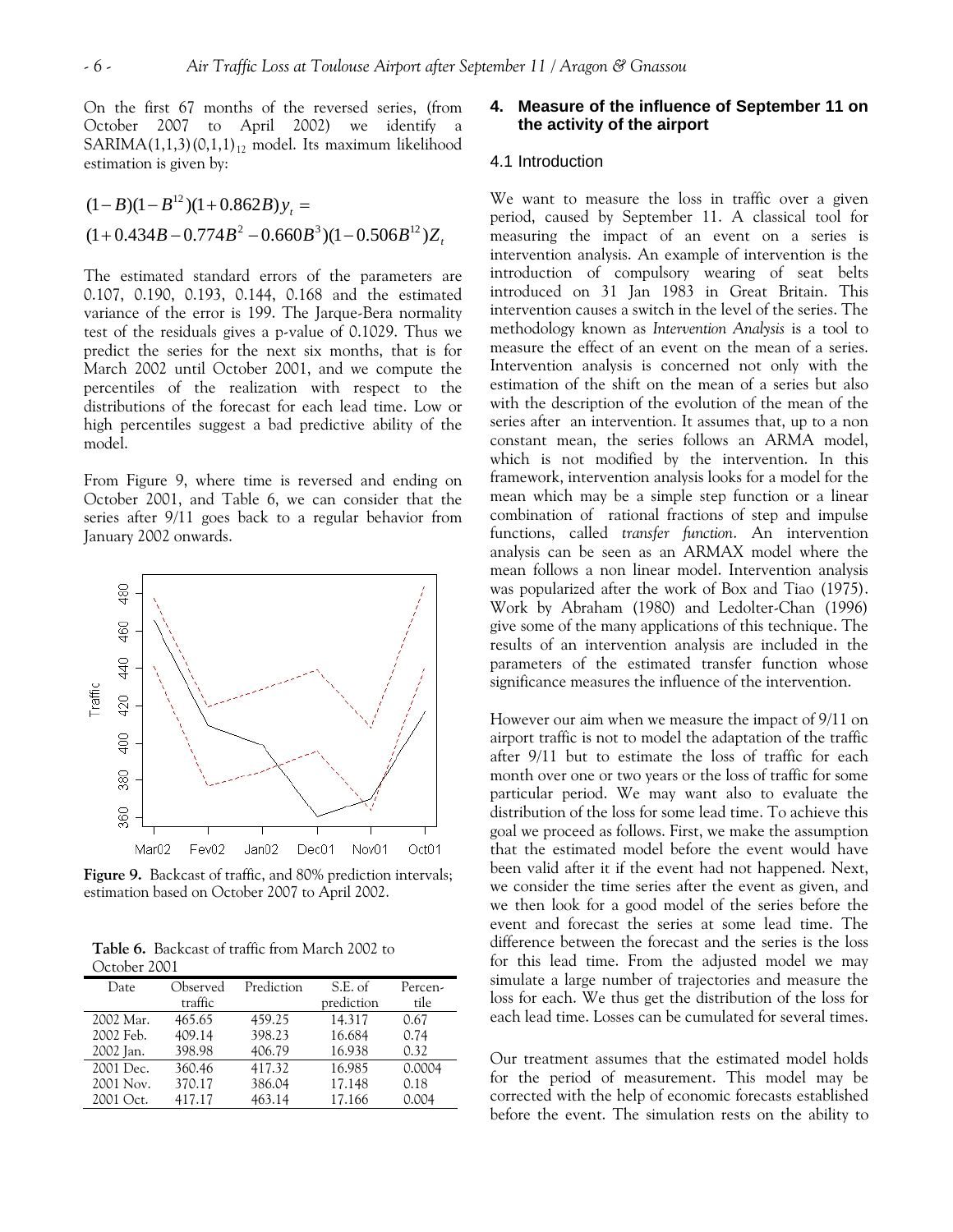On the first 67 months of the reversed series, (from October 2007 to April 2002) we identify a $\text{SARIMA}(1,1,3)(0,1,1)_{12}$ model. Its maximum likelihood estimation is given by:

$$(1-B)(1-B^{12})(1+0.862B)y_t =$$
$$(1+0.434B-0.774B^2-0.660B^3)(1-0.506B^{12})Z_t$$

The estimated standard errors of the parameters are 0.107, 0.190, 0.193, 0.144, 0.168 and the estimated variance of the error is 199. The Jarque-Bera normality test of the residuals gives a p-value of 0.1029. Thus we predict the series for the next six months, that is for March 2002 until October 2001, and we compute the percentiles of the realization with respect to the distributions of the forecast for each lead time. Low or high percentiles suggest a bad predictive ability of the model.

From Figure 9, where time is reversed and ending on October 2001, and Table 6, we can consider that the series after 9/11 goes back to a regular behavior from January 2002 onwards.

**Figure 9.** Backcast of traffic, and 80% prediction intervals; estimation based on October 2007 to April 2002.

**Table 6.** Backcast of traffic from March 2002 to October 2001

| Date | Observed traffic | Prediction | S.E. of prediction | Percen-tile |
|---|---|---|---|---|
| 2002 Mar. | 465.65 | 459.25 | 14.317 | 0.67 |
| 2002 Feb. | 409.14 | 398.23 | 16.684 | 0.74 |
| 2002 Jan. | 398.98 | 406.79 | 16.938 | 0.32 |
| 2001 Dec. | 360.46 | 417.32 | 16.985 | 0.0004 |
| 2001 Nov. | 370.17 | 386.04 | 17.148 | 0.18 |
| 2001 Oct. | 417.17 | 463.14 | 17.166 | 0.004 |

## 4. Measure of the influence of September 11 on the activity of the airport

### 4.1 Introduction

We want to measure the loss in traffic over a given period, caused by September 11. A classical tool for measuring the impact of an event on a series is intervention analysis. An example of intervention is the introduction of compulsory wearing of seat belts introduced on 31 Jan 1983 in Great Britain. This intervention causes a switch in the level of the series. The methodology known as *Intervention Analysis* is a tool to measure the effect of an event on the mean of a series. Intervention analysis is concerned not only with the estimation of the shift on the mean of a series but also with the description of the evolution of the mean of the series after an intervention. It assumes that, up to a non constant mean, the series follows an ARMA model, which is not modified by the intervention. In this framework, intervention analysis looks for a model for the mean which may be a simple step function or a linear combination of rational fractions of step and impulse functions, called *transfer function*. An intervention analysis can be seen as an ARMAX model where the mean follows a non linear model. Intervention analysis was popularized after the work of Box and Tiao (1975). Work by Abraham (1980) and Ledolter-Chan (1996) give some of the many applications of this technique. The results of an intervention analysis are included in the parameters of the estimated transfer function whose significance measures the influence of the intervention.

However our aim when we measure the impact of 9/11 on airport traffic is not to model the adaptation of the traffic after 9/11 but to estimate the loss of traffic for each month over one or two years or the loss of traffic for some particular period. We may want also to evaluate the distribution of the loss for some lead time. To achieve this goal we proceed as follows. First, we make the assumption that the estimated model before the event would have been valid after it if the event had not happened. Next, we consider the time series after the event as given, and we then look for a good model of the series before the event and forecast the series at some lead time. The difference between the forecast and the series is the loss for this lead time. From the adjusted model we may simulate a large number of trajectories and measure the loss for each. We thus get the distribution of the loss for each lead time. Losses can be cumulated for several times.

Our treatment assumes that the estimated model holds for the period of measurement. This model may be corrected with the help of economic forecasts established before the event. The simulation rests on the ability to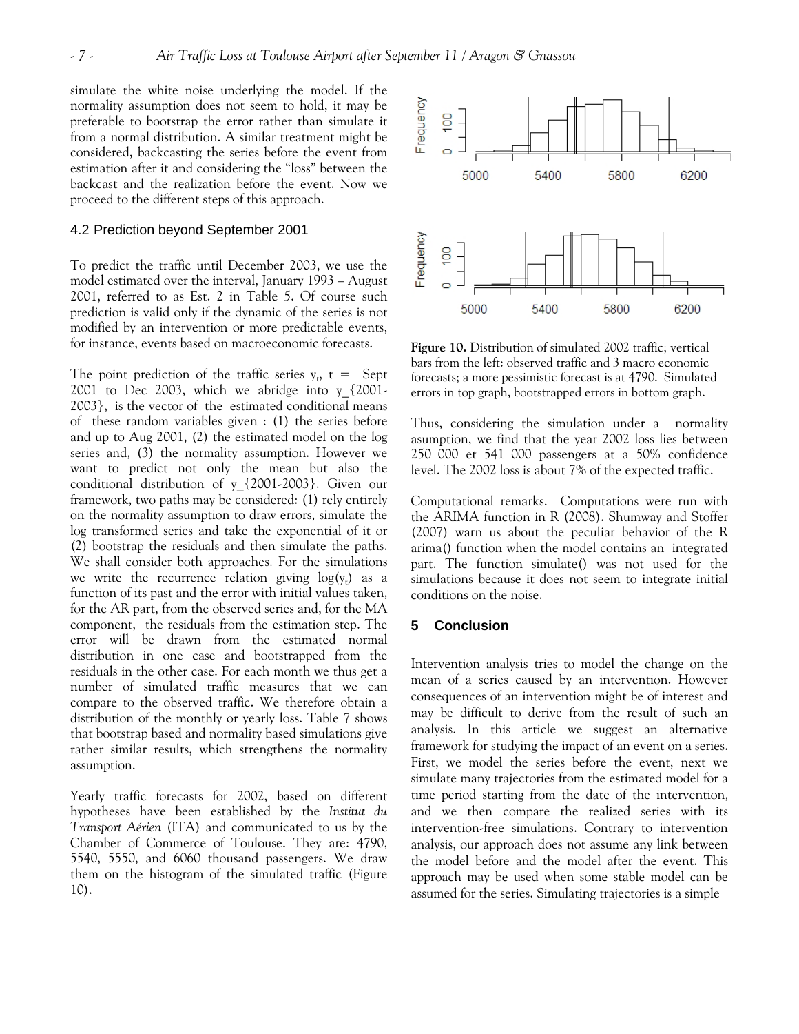simulate the white noise underlying the model. If the normality assumption does not seem to hold, it may be preferable to bootstrap the error rather than simulate it from a normal distribution. A similar treatment might be considered, backcasting the series before the event from estimation after it and considering the "loss" between the backcast and the realization before the event. Now we proceed to the different steps of this approach.

## 4.2 Prediction beyond September 2001

To predict the traffic until December 2003, we use the model estimated over the interval, January 1993 – August 2001, referred to as Est. 2 in Table 5. Of course such prediction is valid only if the dynamic of the series is not modified by an intervention or more predictable events, for instance, events based on macroeconomic forecasts.

The point prediction of the traffic series $y_t$, t = Sept 2001 to Dec 2003, which we abridge into y_{2001-2003}, is the vector of the estimated conditional means of these random variables given : (1) the series before and up to Aug 2001, (2) the estimated model on the log series and, (3) the normality assumption. However we want to predict not only the mean but also the conditional distribution of y_{2001-2003}. Given our framework, two paths may be considered: (1) rely entirely on the normality assumption to draw errors, simulate the log transformed series and take the exponential of it or (2) bootstrap the residuals and then simulate the paths. We shall consider both approaches. For the simulations we write the recurrence relation giving $\log(y_t)$ as a function of its past and the error with initial values taken, for the AR part, from the observed series and, for the MA component, the residuals from the estimation step. The error will be drawn from the estimated normal distribution in one case and bootstrapped from the residuals in the other case. For each month we thus get a number of simulated traffic measures that we can compare to the observed traffic. We therefore obtain a distribution of the monthly or yearly loss. Table 7 shows that bootstrap based and normality based simulations give rather similar results, which strengthens the normality assumption.

Yearly traffic forecasts for 2002, based on different hypotheses have been established by the *Institut du Transport Aérien* (ITA) and communicated to us by the Chamber of Commerce of Toulouse. They are: 4790, 5540, 5550, and 6060 thousand passengers. We draw them on the histogram of the simulated traffic (Figure 10).

**Figure 10.** Distribution of simulated 2002 traffic; vertical bars from the left: observed traffic and 3 macro economic forecasts; a more pessimistic forecast is at 4790. Simulated errors in top graph, bootstrapped errors in bottom graph.

Thus, considering the simulation under a normality asumption, we find that the year 2002 loss lies between 250 000 et 541 000 passengers at a 50% confidence level. The 2002 loss is about 7% of the expected traffic.

Computational remarks. Computations were run with the ARIMA function in R (2008). Shumway and Stoffer (2007) warn us about the peculiar behavior of the R arima() function when the model contains an integrated part. The function simulate() was not used for the simulations because it does not seem to integrate initial conditions on the noise.

# 5 Conclusion

Intervention analysis tries to model the change on the mean of a series caused by an intervention. However consequences of an intervention might be of interest and may be difficult to derive from the result of such an analysis. In this article we suggest an alternative framework for studying the impact of an event on a series. First, we model the series before the event, next we simulate many trajectories from the estimated model for a time period starting from the date of the intervention, and we then compare the realized series with its intervention-free simulations. Contrary to intervention analysis, our approach does not assume any link between the model before and the model after the event. This approach may be used when some stable model can be assumed for the series. Simulating trajectories is a simple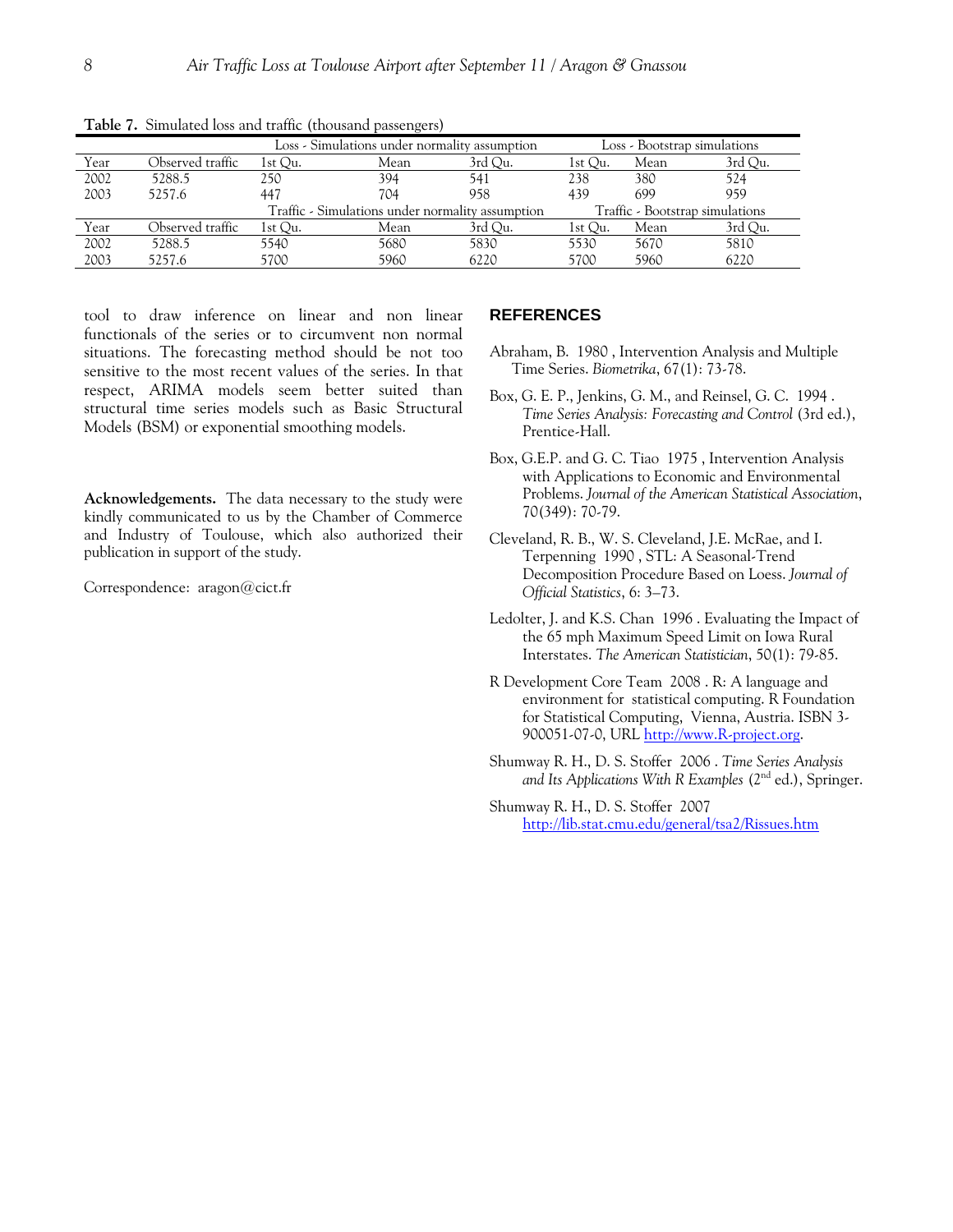**Table 7.** Simulated loss and traffic (thousand passengers)

| | | Loss - Simulations under normality assumption | | | Loss - Bootstrap simulations | | |
|---|---|---|---|---|---|---|---|
| Year | Observed traffic | 1st Qu. | Mean | 3rd Qu. | 1st Qu. | Mean | 3rd Qu. |
| 2002 | 5288.5 | 250 | 394 | 541 | 238 | 380 | 524 |
| 2003 | 5257.6 | 447 | 704 | 958 | 439 | 699 | 959 |
| | | Traffic - Simulations under normality assumption | | | Traffic - Bootstrap simulations | | |
| Year | Observed traffic | 1st Qu. | Mean | 3rd Qu. | 1st Qu. | Mean | 3rd Qu. |
| 2002 | 5288.5 | 5540 | 5680 | 5830 | 5530 | 5670 | 5810 |
| 2003 | 5257.6 | 5700 | 5960 | 6220 | 5700 | 5960 | 6220 |

tool to draw inference on linear and non linear functionals of the series or to circumvent non normal situations. The forecasting method should be not too sensitive to the most recent values of the series. In that respect, ARIMA models seem better suited than structural time series models such as Basic Structural Models (BSM) or exponential smoothing models.

**Acknowledgements.** The data necessary to the study were kindly communicated to us by the Chamber of Commerce and Industry of Toulouse, which also authorized their publication in support of the study.

Correspondence: aragon@cict.fr

## REFERENCES

Abraham, B. 1980 , Intervention Analysis and Multiple Time Series. *Biometrika*, 67(1): 73-78.

Box, G. E. P., Jenkins, G. M., and Reinsel, G. C. 1994 . *Time Series Analysis: Forecasting and Control* (3rd ed.), Prentice-Hall.

Box, G.E.P. and G. C. Tiao 1975 , Intervention Analysis with Applications to Economic and Environmental Problems. *Journal of the American Statistical Association*, 70(349): 70-79.

Cleveland, R. B., W. S. Cleveland, J.E. McRae, and I. Terpenning 1990 , STL: A Seasonal-Trend Decomposition Procedure Based on Loess. *Journal of Official Statistics*, 6: 3–73.

Ledolter, J. and K.S. Chan 1996 . Evaluating the Impact of the 65 mph Maximum Speed Limit on Iowa Rural Interstates. *The American Statistician*, 50(1): 79-85.

R Development Core Team 2008 . R: A language and environment for statistical computing. R Foundation for Statistical Computing, Vienna, Austria. ISBN 3-900051-07-0, URL http://www.R-project.org.

Shumway R. H., D. S. Stoffer 2006 . *Time Series Analysis and Its Applications With R Examples* (2nd ed.), Springer.

Shumway R. H., D. S. Stoffer 2007 http://lib.stat.cmu.edu/general/tsa2/Rissues.htm